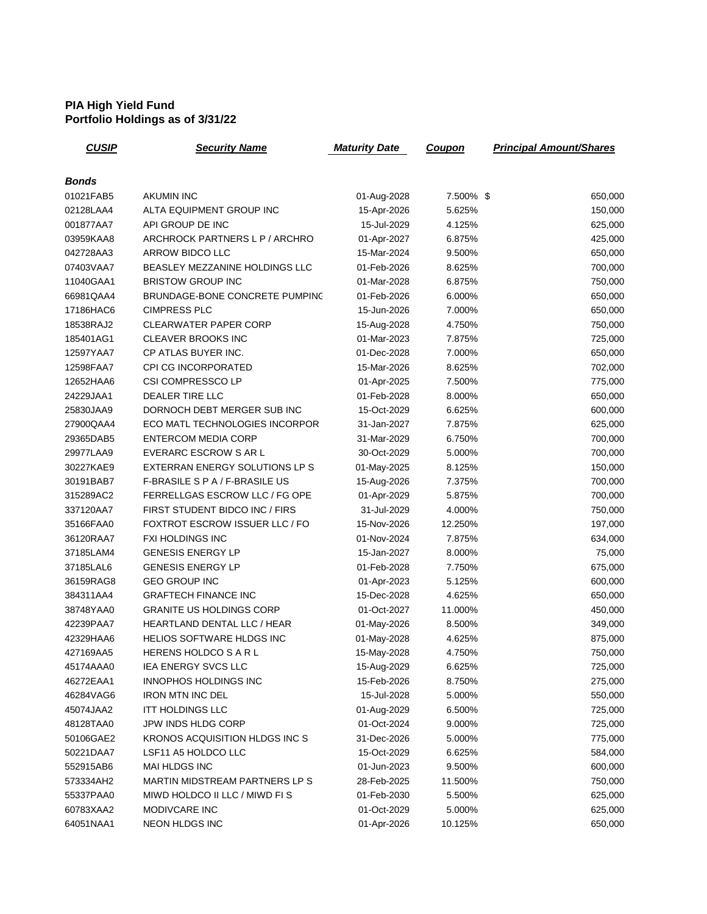**PIA High Yield Fund**
**Portfolio Holdings as of 3/31/22**

| CUSIP | Security Name | Maturity Date | Coupon | Principal Amount/Shares |
|---|---|---|---|---|
| ***Bonds*** | | | | |
| 01021FAB5 | AKUMIN INC | 01-Aug-2028 | 7.500% | $ 650,000 |
| 02128LAA4 | ALTA EQUIPMENT GROUP INC | 15-Apr-2026 | 5.625% | 150,000 |
| 001877AA7 | API GROUP DE INC | 15-Jul-2029 | 4.125% | 625,000 |
| 03959KAA8 | ARCHROCK PARTNERS L P / ARCHRO | 01-Apr-2027 | 6.875% | 425,000 |
| 042728AA3 | ARROW BIDCO LLC | 15-Mar-2024 | 9.500% | 650,000 |
| 07403VAA7 | BEASLEY MEZZANINE HOLDINGS LLC | 01-Feb-2026 | 8.625% | 700,000 |
| 11040GAA1 | BRISTOW GROUP INC | 01-Mar-2028 | 6.875% | 750,000 |
| 66981QAA4 | BRUNDAGE-BONE CONCRETE PUMPINC | 01-Feb-2026 | 6.000% | 650,000 |
| 17186HAC6 | CIMPRESS PLC | 15-Jun-2026 | 7.000% | 650,000 |
| 18538RAJ2 | CLEARWATER PAPER CORP | 15-Aug-2028 | 4.750% | 750,000 |
| 185401AG1 | CLEAVER BROOKS INC | 01-Mar-2023 | 7.875% | 725,000 |
| 12597YAA7 | CP ATLAS BUYER INC. | 01-Dec-2028 | 7.000% | 650,000 |
| 12598FAA7 | CPI CG INCORPORATED | 15-Mar-2026 | 8.625% | 702,000 |
| 12652HAA6 | CSI COMPRESSCO LP | 01-Apr-2025 | 7.500% | 775,000 |
| 24229JAA1 | DEALER TIRE LLC | 01-Feb-2028 | 8.000% | 650,000 |
| 25830JAA9 | DORNOCH DEBT MERGER SUB INC | 15-Oct-2029 | 6.625% | 600,000 |
| 27900QAA4 | ECO MATL TECHNOLOGIES INCORPOR | 31-Jan-2027 | 7.875% | 625,000 |
| 29365DAB5 | ENTERCOM MEDIA CORP | 31-Mar-2029 | 6.750% | 700,000 |
| 29977LAA9 | EVERARC ESCROW S AR L | 30-Oct-2029 | 5.000% | 700,000 |
| 30227KAE9 | EXTERRAN ENERGY SOLUTIONS LP S | 01-May-2025 | 8.125% | 150,000 |
| 30191BAB7 | F-BRASILE S P A / F-BRASILE US | 15-Aug-2026 | 7.375% | 700,000 |
| 315289AC2 | FERRELLGAS ESCROW LLC / FG OPE | 01-Apr-2029 | 5.875% | 700,000 |
| 337120AA7 | FIRST STUDENT BIDCO INC / FIRS | 31-Jul-2029 | 4.000% | 750,000 |
| 35166FAA0 | FOXTROT ESCROW ISSUER LLC / FO | 15-Nov-2026 | 12.250% | 197,000 |
| 36120RAA7 | FXI HOLDINGS INC | 01-Nov-2024 | 7.875% | 634,000 |
| 37185LAM4 | GENESIS ENERGY LP | 15-Jan-2027 | 8.000% | 75,000 |
| 37185LAL6 | GENESIS ENERGY LP | 01-Feb-2028 | 7.750% | 675,000 |
| 36159RAG8 | GEO GROUP INC | 01-Apr-2023 | 5.125% | 600,000 |
| 384311AA4 | GRAFTECH FINANCE INC | 15-Dec-2028 | 4.625% | 650,000 |
| 38748YAA0 | GRANITE US HOLDINGS CORP | 01-Oct-2027 | 11.000% | 450,000 |
| 42239PAA7 | HEARTLAND DENTAL LLC / HEAR | 01-May-2026 | 8.500% | 349,000 |
| 42329HAA6 | HELIOS SOFTWARE HLDGS INC | 01-May-2028 | 4.625% | 875,000 |
| 427169AA5 | HERENS HOLDCO S A R L | 15-May-2028 | 4.750% | 750,000 |
| 45174AAA0 | IEA ENERGY SVCS LLC | 15-Aug-2029 | 6.625% | 725,000 |
| 46272EAA1 | INNOPHOS HOLDINGS INC | 15-Feb-2026 | 8.750% | 275,000 |
| 46284VAG6 | IRON MTN INC DEL | 15-Jul-2028 | 5.000% | 550,000 |
| 45074JAA2 | ITT HOLDINGS LLC | 01-Aug-2029 | 6.500% | 725,000 |
| 48128TAA0 | JPW INDS HLDG CORP | 01-Oct-2024 | 9.000% | 725,000 |
| 50106GAE2 | KRONOS ACQUISITION HLDGS INC S | 31-Dec-2026 | 5.000% | 775,000 |
| 50221DAA7 | LSF11 A5 HOLDCO LLC | 15-Oct-2029 | 6.625% | 584,000 |
| 552915AB6 | MAI HLDGS INC | 01-Jun-2023 | 9.500% | 600,000 |
| 573334AH2 | MARTIN MIDSTREAM PARTNERS LP S | 28-Feb-2025 | 11.500% | 750,000 |
| 55337PAA0 | MIWD HOLDCO II LLC / MIWD FI S | 01-Feb-2030 | 5.500% | 625,000 |
| 60783XAA2 | MODIVCARE INC | 01-Oct-2029 | 5.000% | 625,000 |
| 64051NAA1 | NEON HLDGS INC | 01-Apr-2026 | 10.125% | 650,000 |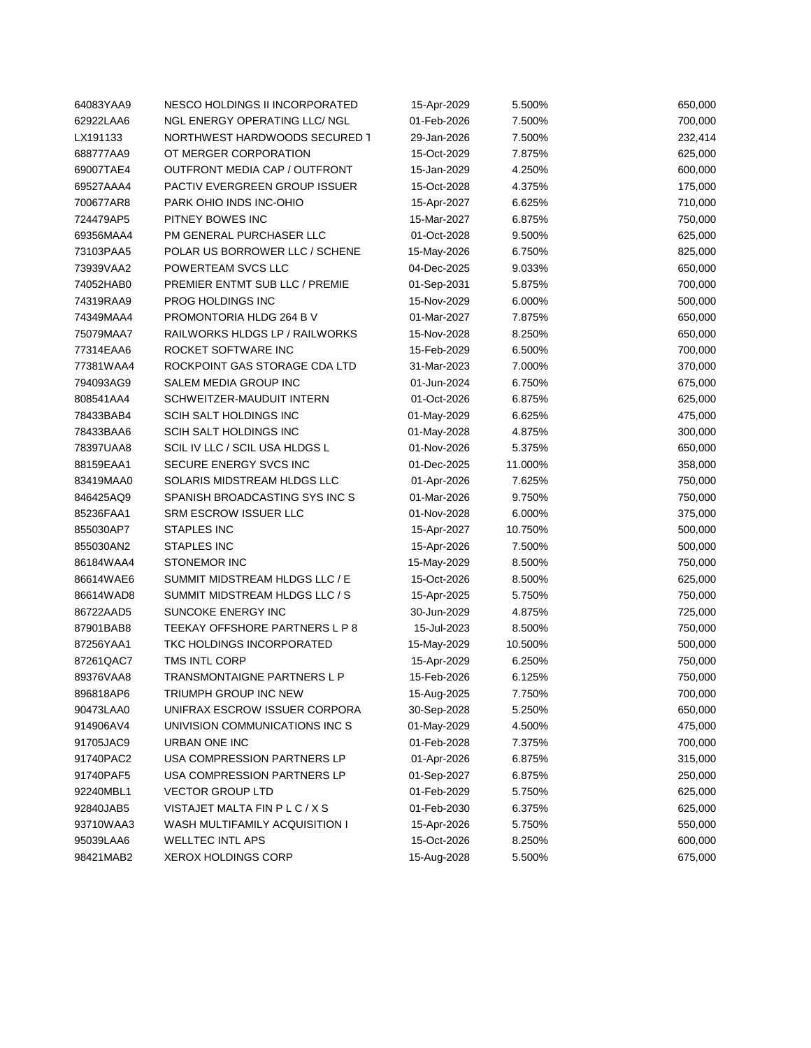| | | | | |
|---|---|---|---|---|
| 64083YAA9 | NESCO HOLDINGS II INCORPORATED | 15-Apr-2029 | 5.500% | 650,000 |
| 62922LAA6 | NGL ENERGY OPERATING LLC/ NGL | 01-Feb-2026 | 7.500% | 700,000 |
| LX191133 | NORTHWEST HARDWOODS SECURED T | 29-Jan-2026 | 7.500% | 232,414 |
| 688777AA9 | OT MERGER CORPORATION | 15-Oct-2029 | 7.875% | 625,000 |
| 69007TAE4 | OUTFRONT MEDIA CAP / OUTFRONT | 15-Jan-2029 | 4.250% | 600,000 |
| 69527AAA4 | PACTIV EVERGREEN GROUP ISSUER | 15-Oct-2028 | 4.375% | 175,000 |
| 700677AR8 | PARK OHIO INDS INC-OHIO | 15-Apr-2027 | 6.625% | 710,000 |
| 724479AP5 | PITNEY BOWES INC | 15-Mar-2027 | 6.875% | 750,000 |
| 69356MAA4 | PM GENERAL PURCHASER LLC | 01-Oct-2028 | 9.500% | 625,000 |
| 73103PAA5 | POLAR US BORROWER LLC / SCHENE | 15-May-2026 | 6.750% | 825,000 |
| 73939VAA2 | POWERTEAM SVCS LLC | 04-Dec-2025 | 9.033% | 650,000 |
| 74052HAB0 | PREMIER ENTMT SUB LLC / PREMIE | 01-Sep-2031 | 5.875% | 700,000 |
| 74319RAA9 | PROG HOLDINGS INC | 15-Nov-2029 | 6.000% | 500,000 |
| 74349MAA4 | PROMONTORIA HLDG 264 B V | 01-Mar-2027 | 7.875% | 650,000 |
| 75079MAA7 | RAILWORKS HLDGS LP / RAILWORKS | 15-Nov-2028 | 8.250% | 650,000 |
| 77314EAA6 | ROCKET SOFTWARE INC | 15-Feb-2029 | 6.500% | 700,000 |
| 77381WAA4 | ROCKPOINT GAS STORAGE CDA LTD | 31-Mar-2023 | 7.000% | 370,000 |
| 794093AG9 | SALEM MEDIA GROUP INC | 01-Jun-2024 | 6.750% | 675,000 |
| 808541AA4 | SCHWEITZER-MAUDUIT INTERN | 01-Oct-2026 | 6.875% | 625,000 |
| 78433BAB4 | SCIH SALT HOLDINGS INC | 01-May-2029 | 6.625% | 475,000 |
| 78433BAA6 | SCIH SALT HOLDINGS INC | 01-May-2028 | 4.875% | 300,000 |
| 78397UAA8 | SCIL IV LLC / SCIL USA HLDGS L | 01-Nov-2026 | 5.375% | 650,000 |
| 88159EAA1 | SECURE ENERGY SVCS INC | 01-Dec-2025 | 11.000% | 358,000 |
| 83419MAA0 | SOLARIS MIDSTREAM HLDGS LLC | 01-Apr-2026 | 7.625% | 750,000 |
| 846425AQ9 | SPANISH BROADCASTING SYS INC S | 01-Mar-2026 | 9.750% | 750,000 |
| 85236FAA1 | SRM ESCROW ISSUER LLC | 01-Nov-2028 | 6.000% | 375,000 |
| 855030AP7 | STAPLES INC | 15-Apr-2027 | 10.750% | 500,000 |
| 855030AN2 | STAPLES INC | 15-Apr-2026 | 7.500% | 500,000 |
| 86184WAA4 | STONEMOR INC | 15-May-2029 | 8.500% | 750,000 |
| 86614WAE6 | SUMMIT MIDSTREAM HLDGS LLC / E | 15-Oct-2026 | 8.500% | 625,000 |
| 86614WAD8 | SUMMIT MIDSTREAM HLDGS LLC / S | 15-Apr-2025 | 5.750% | 750,000 |
| 86722AAD5 | SUNCOKE ENERGY INC | 30-Jun-2029 | 4.875% | 725,000 |
| 87901BAB8 | TEEKAY OFFSHORE PARTNERS L P 8 | 15-Jul-2023 | 8.500% | 750,000 |
| 87256YAA1 | TKC HOLDINGS INCORPORATED | 15-May-2029 | 10.500% | 500,000 |
| 87261QAC7 | TMS INTL CORP | 15-Apr-2029 | 6.250% | 750,000 |
| 89376VAA8 | TRANSMONTAIGNE PARTNERS L P | 15-Feb-2026 | 6.125% | 750,000 |
| 896818AP6 | TRIUMPH GROUP INC NEW | 15-Aug-2025 | 7.750% | 700,000 |
| 90473LAA0 | UNIFRAX ESCROW ISSUER CORPORA | 30-Sep-2028 | 5.250% | 650,000 |
| 914906AV4 | UNIVISION COMMUNICATIONS INC S | 01-May-2029 | 4.500% | 475,000 |
| 91705JAC9 | URBAN ONE INC | 01-Feb-2028 | 7.375% | 700,000 |
| 91740PAC2 | USA COMPRESSION PARTNERS LP | 01-Apr-2026 | 6.875% | 315,000 |
| 91740PAF5 | USA COMPRESSION PARTNERS LP | 01-Sep-2027 | 6.875% | 250,000 |
| 92240MBL1 | VECTOR GROUP LTD | 01-Feb-2029 | 5.750% | 625,000 |
| 92840JAB5 | VISTAJET MALTA FIN P L C / X S | 01-Feb-2030 | 6.375% | 625,000 |
| 93710WAA3 | WASH MULTIFAMILY ACQUISITION I | 15-Apr-2026 | 5.750% | 550,000 |
| 95039LAA6 | WELLTEC INTL APS | 15-Oct-2026 | 8.250% | 600,000 |
| 98421MAB2 | XEROX HOLDINGS CORP | 15-Aug-2028 | 5.500% | 675,000 |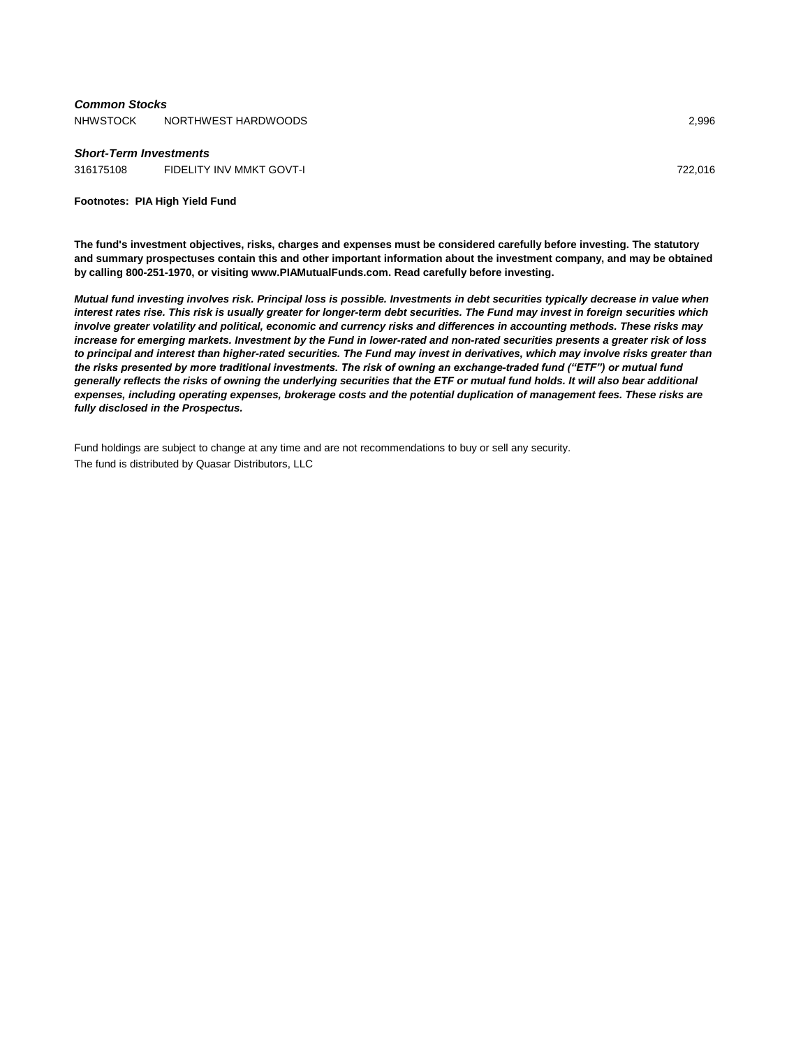***Common Stocks***

| | | |
|---|---|---|
| NHWSTOCK | NORTHWEST HARDWOODS | 2,996 |

***Short-Term Investments***

| | | |
|---|---|---|
| 316175108 | FIDELITY INV MMKT GOVT-I | 722,016 |

**Footnotes: PIA High Yield Fund**

**The fund's investment objectives, risks, charges and expenses must be considered carefully before investing. The statutory and summary prospectuses contain this and other important information about the investment company, and may be obtained by calling 800-251-1970, or visiting www.PIAMutualFunds.com. Read carefully before investing.**

***Mutual fund investing involves risk. Principal loss is possible. Investments in debt securities typically decrease in value when interest rates rise. This risk is usually greater for longer-term debt securities. The Fund may invest in foreign securities which involve greater volatility and political, economic and currency risks and differences in accounting methods. These risks may increase for emerging markets. Investment by the Fund in lower-rated and non-rated securities presents a greater risk of loss to principal and interest than higher-rated securities. The Fund may invest in derivatives, which may involve risks greater than the risks presented by more traditional investments. The risk of owning an exchange-traded fund ("ETF") or mutual fund generally reflects the risks of owning the underlying securities that the ETF or mutual fund holds. It will also bear additional expenses, including operating expenses, brokerage costs and the potential duplication of management fees. These risks are fully disclosed in the Prospectus.***

Fund holdings are subject to change at any time and are not recommendations to buy or sell any security.
The fund is distributed by Quasar Distributors, LLC